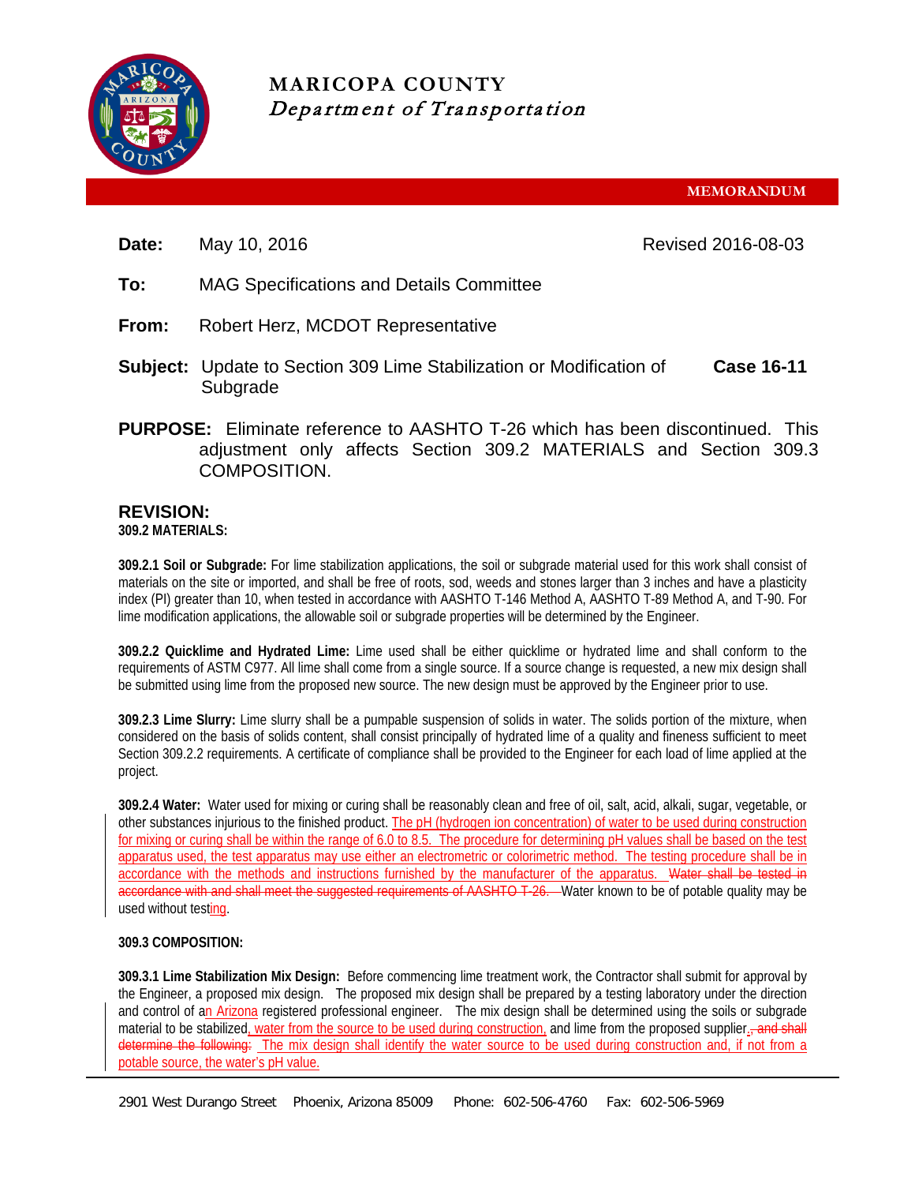# MARICOPA COUNTY
*Department of Transportation*

**MEMORANDUM**

**Date:** May 10, 2016 Revised 2016-08-03

**To:** MAG Specifications and Details Committee

**From:** Robert Herz, MCDOT Representative

**Subject:** Update to Section 309 Lime Stabilization or Modification of Subgrade **Case 16-11**

**PURPOSE:** Eliminate reference to AASHTO T-26 which has been discontinued. This adjustment only affects Section 309.2 MATERIALS and Section 309.3 COMPOSITION.

## REVISION:

**309.2 MATERIALS:**

**309.2.1 Soil or Subgrade:** For lime stabilization applications, the soil or subgrade material used for this work shall consist of materials on the site or imported, and shall be free of roots, sod, weeds and stones larger than 3 inches and have a plasticity index (PI) greater than 10, when tested in accordance with AASHTO T-146 Method A, AASHTO T-89 Method A, and T-90. For lime modification applications, the allowable soil or subgrade properties will be determined by the Engineer.

**309.2.2 Quicklime and Hydrated Lime:** Lime used shall be either quicklime or hydrated lime and shall conform to the requirements of ASTM C977. All lime shall come from a single source. If a source change is requested, a new mix design shall be submitted using lime from the proposed new source. The new design must be approved by the Engineer prior to use.

**309.2.3 Lime Slurry:** Lime slurry shall be a pumpable suspension of solids in water. The solids portion of the mixture, when considered on the basis of solids content, shall consist principally of hydrated lime of a quality and fineness sufficient to meet Section 309.2.2 requirements. A certificate of compliance shall be provided to the Engineer for each load of lime applied at the project.

**309.2.4 Water:** Water used for mixing or curing shall be reasonably clean and free of oil, salt, acid, alkali, sugar, vegetable, or other substances injurious to the finished product. The pH (hydrogen ion concentration) of water to be used during construction for mixing or curing shall be within the range of 6.0 to 8.5. The procedure for determining pH values shall be based on the test apparatus used, the test apparatus may use either an electrometric or colorimetric method. The testing procedure shall be in accordance with the methods and instructions furnished by the manufacturer of the apparatus. ~~Water shall be tested in accordance with and shall meet the suggested requirements of AASHTO T-26.~~ Water known to be of potable quality may be used without testing.

**309.3 COMPOSITION:**

**309.3.1 Lime Stabilization Mix Design:** Before commencing lime treatment work, the Contractor shall submit for approval by the Engineer, a proposed mix design. The proposed mix design shall be prepared by a testing laboratory under the direction and control of an Arizona registered professional engineer. The mix design shall be determined using the soils or subgrade material to be stabilized, water from the source to be used during construction, and lime from the proposed supplier.~~, and shall determine the following:~~ The mix design shall identify the water source to be used during construction and, if not from a potable source, the water's pH value.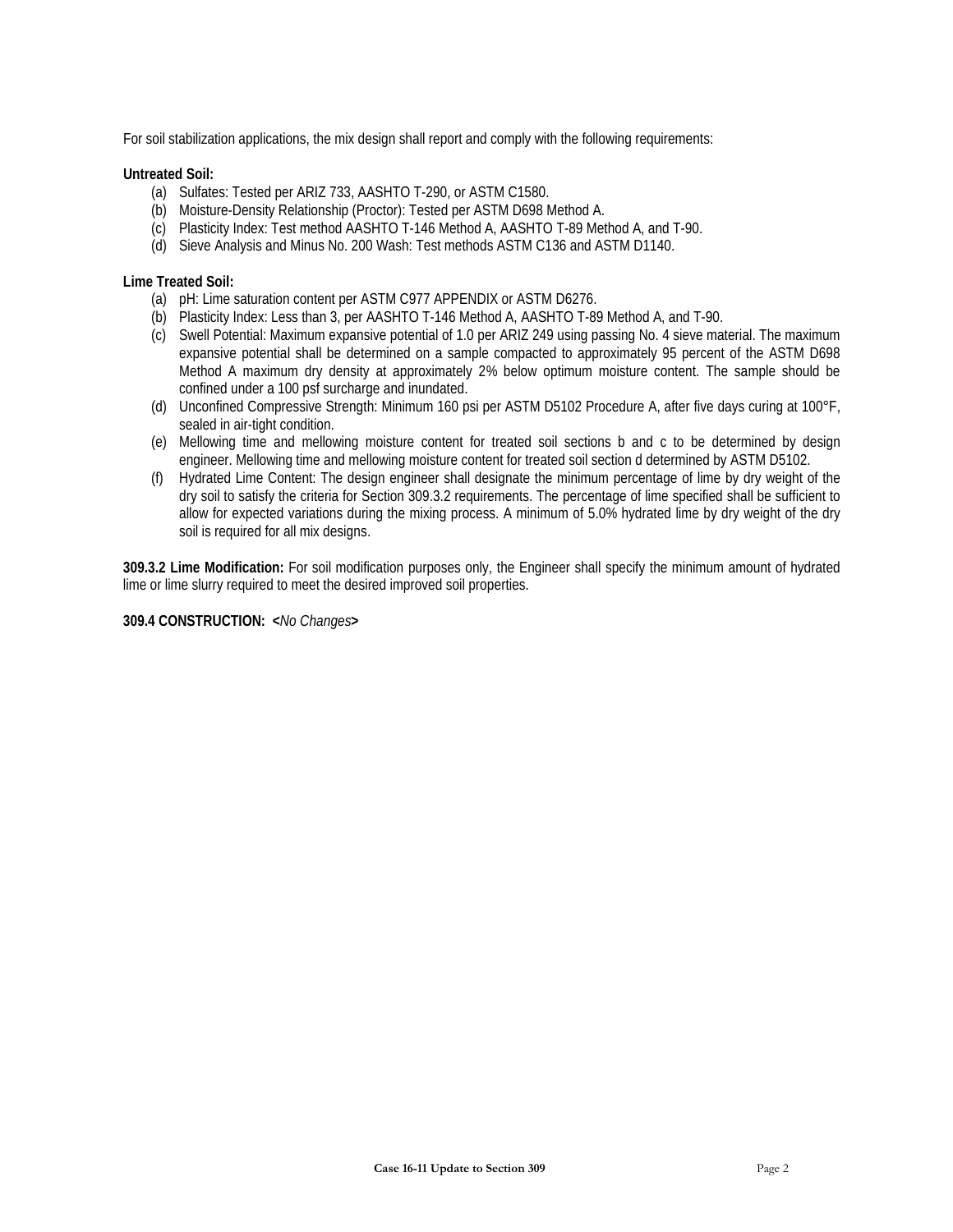For soil stabilization applications, the mix design shall report and comply with the following requirements:

**Untreated Soil:**

(a) Sulfates: Tested per ARIZ 733, AASHTO T-290, or ASTM C1580.
(b) Moisture-Density Relationship (Proctor): Tested per ASTM D698 Method A.
(c) Plasticity Index: Test method AASHTO T-146 Method A, AASHTO T-89 Method A, and T-90.
(d) Sieve Analysis and Minus No. 200 Wash: Test methods ASTM C136 and ASTM D1140.

**Lime Treated Soil:**

(a) pH: Lime saturation content per ASTM C977 APPENDIX or ASTM D6276.
(b) Plasticity Index: Less than 3, per AASHTO T-146 Method A, AASHTO T-89 Method A, and T-90.
(c) Swell Potential: Maximum expansive potential of 1.0 per ARIZ 249 using passing No. 4 sieve material. The maximum expansive potential shall be determined on a sample compacted to approximately 95 percent of the ASTM D698 Method A maximum dry density at approximately 2% below optimum moisture content. The sample should be confined under a 100 psf surcharge and inundated.
(d) Unconfined Compressive Strength: Minimum 160 psi per ASTM D5102 Procedure A, after five days curing at 100°F, sealed in air-tight condition.
(e) Mellowing time and mellowing moisture content for treated soil sections b and c to be determined by design engineer. Mellowing time and mellowing moisture content for treated soil section d determined by ASTM D5102.
(f) Hydrated Lime Content: The design engineer shall designate the minimum percentage of lime by dry weight of the dry soil to satisfy the criteria for Section 309.3.2 requirements. The percentage of lime specified shall be sufficient to allow for expected variations during the mixing process. A minimum of 5.0% hydrated lime by dry weight of the dry soil is required for all mix designs.

**309.3.2 Lime Modification:** For soil modification purposes only, the Engineer shall specify the minimum amount of hydrated lime or lime slurry required to meet the desired improved soil properties.

**309.4 CONSTRUCTION: <***No Changes***>**